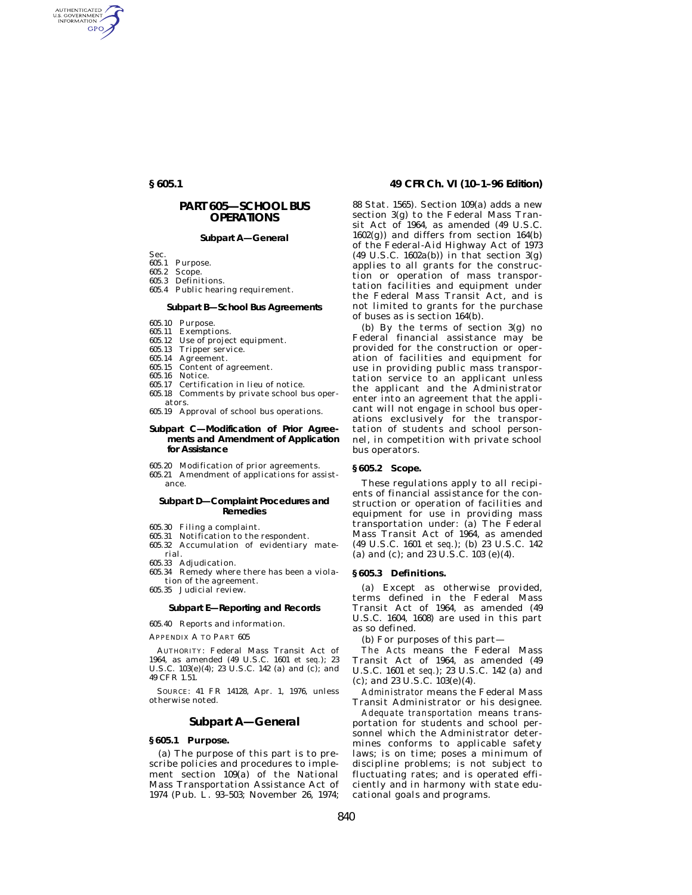# PART 605—SCHOOL BUS OPERATIONS

### Subpart A—General

Sec.
605.1 Purpose.
605.2 Scope.
605.3 Definitions.
605.4 Public hearing requirement.

### Subpart B—School Bus Agreements

605.10 Purpose.
605.11 Exemptions.
605.12 Use of project equipment.
605.13 Tripper service.
605.14 Agreement.
605.15 Content of agreement.
605.16 Notice.
605.17 Certification in lieu of notice.
605.18 Comments by private school bus operators.
605.19 Approval of school bus operations.

### Subpart C—Modification of Prior Agreements and Amendment of Application for Assistance

605.20 Modification of prior agreements.
605.21 Amendment of applications for assistance.

### Subpart D—Complaint Procedures and Remedies

605.30 Filing a complaint.
605.31 Notification to the respondent.
605.32 Accumulation of evidentiary material.
605.33 Adjudication.
605.34 Remedy where there has been a violation of the agreement.
605.35 Judicial review.

### Subpart E—Reporting and Records

605.40 Reports and information.

APPENDIX A TO PART 605

AUTHORITY: Federal Mass Transit Act of 1964, as amended (49 U.S.C. 1601 *et seq.*); 23 U.S.C. 103(e)(4); 23 U.S.C. 142 (a) and (c); and 49 CFR 1.51.

SOURCE: 41 FR 14128, Apr. 1, 1976, unless otherwise noted.

## Subpart A—General

### § 605.1 Purpose.

(a) The purpose of this part is to prescribe policies and procedures to implement section 109(a) of the National Mass Transportation Assistance Act of 1974 (Pub. L. 93–503; November 26, 1974; 88 Stat. 1565). Section 109(a) adds a new section 3(g) to the Federal Mass Transit Act of 1964, as amended (49 U.S.C. 1602(g)) and differs from section 164(b) of the Federal-Aid Highway Act of 1973 (49 U.S.C. 1602a(b)) in that section 3(g) applies to all grants for the construction or operation of mass transportation facilities and equipment under the Federal Mass Transit Act, and is not limited to grants for the purchase of buses as is section 164(b).

(b) By the terms of section 3(g) no Federal financial assistance may be provided for the construction or operation of facilities and equipment for use in providing public mass transportation service to an applicant unless the applicant and the Administrator enter into an agreement that the applicant will not engage in school bus operations exclusively for the transportation of students and school personnel, in competition with private school bus operators.

### § 605.2 Scope.

These regulations apply to all recipients of financial assistance for the construction or operation of facilities and equipment for use in providing mass transportation under: (a) The Federal Mass Transit Act of 1964, as amended (49 U.S.C. 1601 *et seq.*); (b) 23 U.S.C. 142 (a) and (c); and 23 U.S.C. 103 (e)(4).

### § 605.3 Definitions.

(a) Except as otherwise provided, terms defined in the Federal Mass Transit Act of 1964, as amended (49 U.S.C. 1604, 1608) are used in this part as so defined.

(b) For purposes of this part—

*The Acts* means the Federal Mass Transit Act of 1964, as amended (49 U.S.C. 1601 *et seq.*); 23 U.S.C. 142 (a) and (c); and 23 U.S.C. 103(e)(4).

*Administrator* means the Federal Mass Transit Administrator or his designee.

*Adequate transportation* means transportation for students and school personnel which the Administrator determines conforms to applicable safety laws; is on time; poses a minimum of discipline problems; is not subject to fluctuating rates; and is operated efficiently and in harmony with state educational goals and programs.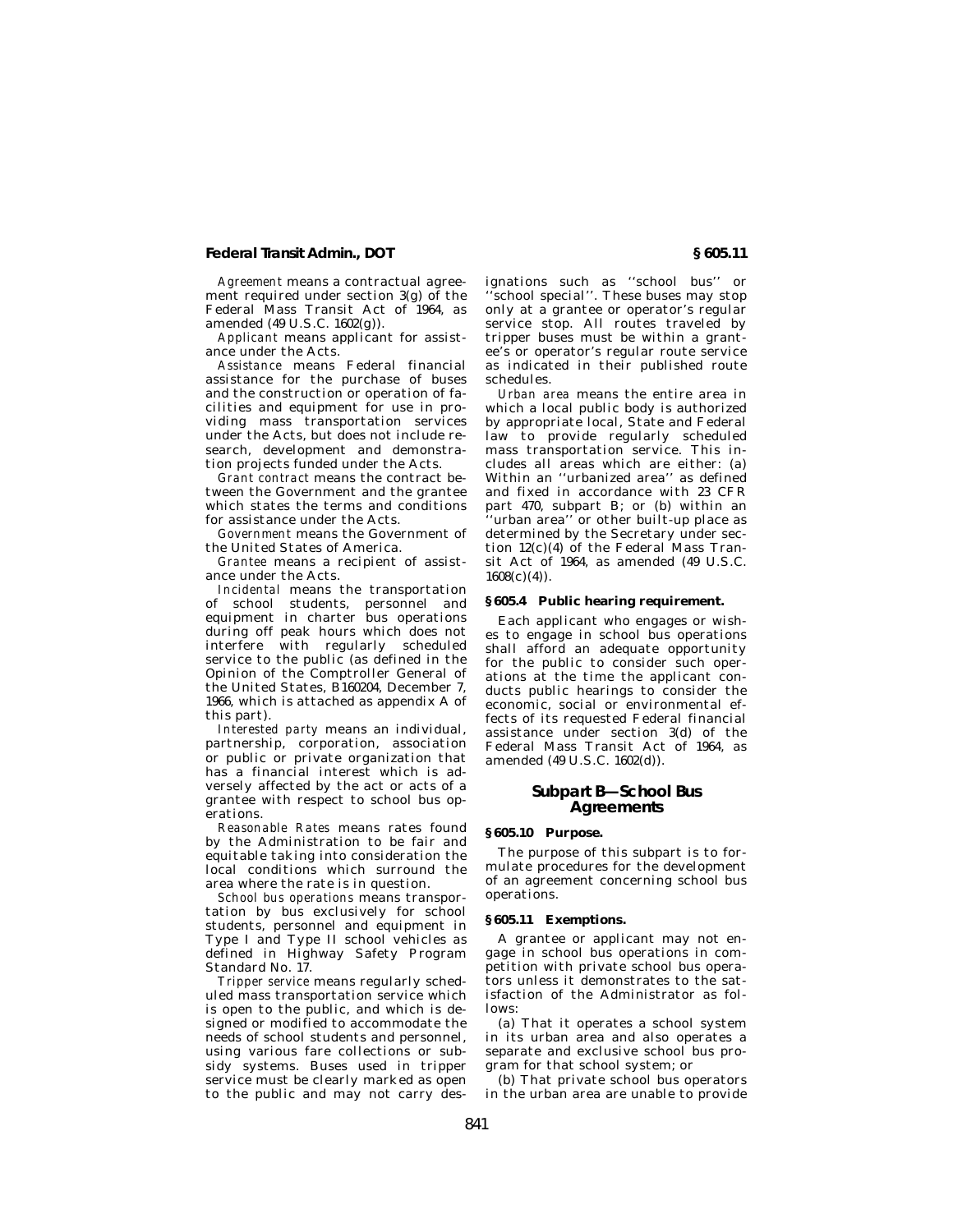*Agreement* means a contractual agreement required under section 3(g) of the Federal Mass Transit Act of 1964, as amended (49 U.S.C. 1602(g)).

*Applicant* means applicant for assistance under the Acts.

*Assistance* means Federal financial assistance for the purchase of buses and the construction or operation of facilities and equipment for use in providing mass transportation services under the Acts, but does not include research, development and demonstration projects funded under the Acts.

*Grant contract* means the contract between the Government and the grantee which states the terms and conditions for assistance under the Acts.

*Government* means the Government of the United States of America.

*Grantee* means a recipient of assistance under the Acts.

*Incidental* means the transportation of school students, personnel and equipment in charter bus operations during off peak hours which does not interfere with regularly scheduled service to the public (as defined in the Opinion of the Comptroller General of the United States, B160204, December 7, 1966, which is attached as appendix A of this part).

*Interested party* means an individual, partnership, corporation, association or public or private organization that has a financial interest which is adversely affected by the act or acts of a grantee with respect to school bus operations.

*Reasonable Rates* means rates found by the Administration to be fair and equitable taking into consideration the local conditions which surround the area where the rate is in question.

*School bus operations* means transportation by bus exclusively for school students, personnel and equipment in Type I and Type II school vehicles as defined in Highway Safety Program Standard No. 17.

*Tripper service* means regularly scheduled mass transportation service which is open to the public, and which is designed or modified to accommodate the needs of school students and personnel, using various fare collections or subsidy systems. Buses used in tripper service must be clearly marked as open to the public and may not carry designations such as ''school bus'' or ''school special''. These buses may stop only at a grantee or operator's regular service stop. All routes traveled by tripper buses must be within a grantee's or operator's regular route service as indicated in their published route schedules.

*Urban area* means the entire area in which a local public body is authorized by appropriate local, State and Federal law to provide regularly scheduled mass transportation service. This includes all areas which are either: (a) Within an ''urbanized area'' as defined and fixed in accordance with 23 CFR part 470, subpart B; or (b) within an ''urban area'' or other built-up place as determined by the Secretary under section 12(c)(4) of the Federal Mass Transit Act of 1964, as amended (49 U.S.C. 1608(c)(4)).

### § 605.4 Public hearing requirement.

Each applicant who engages or wishes to engage in school bus operations shall afford an adequate opportunity for the public to consider such operations at the time the applicant conducts public hearings to consider the economic, social or environmental effects of its requested Federal financial assistance under section 3(d) of the Federal Mass Transit Act of 1964, as amended (49 U.S.C. 1602(d)).

## Subpart B—School Bus Agreements

### § 605.10 Purpose.

The purpose of this subpart is to formulate procedures for the development of an agreement concerning school bus operations.

### § 605.11 Exemptions.

A grantee or applicant may not engage in school bus operations in competition with private school bus operators unless it demonstrates to the satisfaction of the Administrator as follows:

(a) That it operates a school system in its urban area and also operates a separate and exclusive school bus program for that school system; or

(b) That private school bus operators in the urban area are unable to provide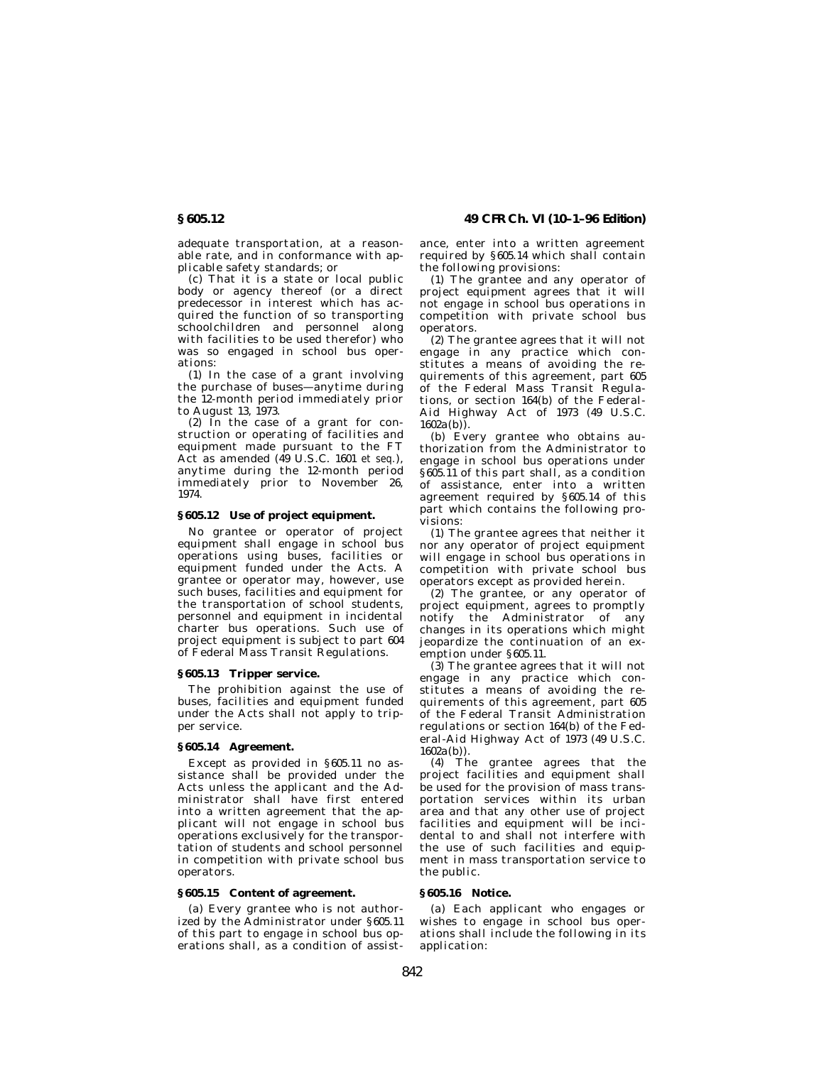adequate transportation, at a reasonable rate, and in conformance with applicable safety standards; or

(c) That it is a state or local public body or agency thereof (or a direct predecessor in interest which has acquired the function of so transporting schoolchildren and personnel along with facilities to be used therefor) who was so engaged in school bus operations:

(1) In the case of a grant involving the purchase of buses—anytime during the 12-month period immediately prior to August 13, 1973.

(2) In the case of a grant for construction or operating of facilities and equipment made pursuant to the FT Act as amended (49 U.S.C. 1601 *et seq.*), anytime during the 12-month period immediately prior to November 26, 1974.

### § 605.12 Use of project equipment.

No grantee or operator of project equipment shall engage in school bus operations using buses, facilities or equipment funded under the Acts. A grantee or operator may, however, use such buses, facilities and equipment for the transportation of school students, personnel and equipment in incidental charter bus operations. Such use of project equipment is subject to part 604 of Federal Mass Transit Regulations.

### § 605.13 Tripper service.

The prohibition against the use of buses, facilities and equipment funded under the Acts shall not apply to tripper service.

### § 605.14 Agreement.

Except as provided in § 605.11 no assistance shall be provided under the Acts unless the applicant and the Administrator shall have first entered into a written agreement that the applicant will not engage in school bus operations exclusively for the transportation of students and school personnel in competition with private school bus operators.

### § 605.15 Content of agreement.

(a) Every grantee who is not authorized by the Administrator under § 605.11 of this part to engage in school bus operations shall, as a condition of assistance, enter into a written agreement required by § 605.14 which shall contain the following provisions:

(1) The grantee and any operator of project equipment agrees that it will not engage in school bus operations in competition with private school bus operators.

(2) The grantee agrees that it will not engage in any practice which constitutes a means of avoiding the requirements of this agreement, part 605 of the Federal Mass Transit Regulations, or section 164(b) of the Federal-Aid Highway Act of 1973 (49 U.S.C. 1602a(b)).

(b) Every grantee who obtains authorization from the Administrator to engage in school bus operations under § 605.11 of this part shall, as a condition of assistance, enter into a written agreement required by § 605.14 of this part which contains the following provisions:

(1) The grantee agrees that neither it nor any operator of project equipment will engage in school bus operations in competition with private school bus operators except as provided herein.

(2) The grantee, or any operator of project equipment, agrees to promptly notify the Administrator of any changes in its operations which might jeopardize the continuation of an exemption under § 605.11.

(3) The grantee agrees that it will not engage in any practice which constitutes a means of avoiding the requirements of this agreement, part 605 of the Federal Transit Administration regulations or section 164(b) of the Federal-Aid Highway Act of 1973 (49 U.S.C. 1602a(b)).

(4) The grantee agrees that the project facilities and equipment shall be used for the provision of mass transportation services within its urban area and that any other use of project facilities and equipment will be incidental to and shall not interfere with the use of such facilities and equipment in mass transportation service to the public.

### § 605.16 Notice.

(a) Each applicant who engages or wishes to engage in school bus operations shall include the following in its application: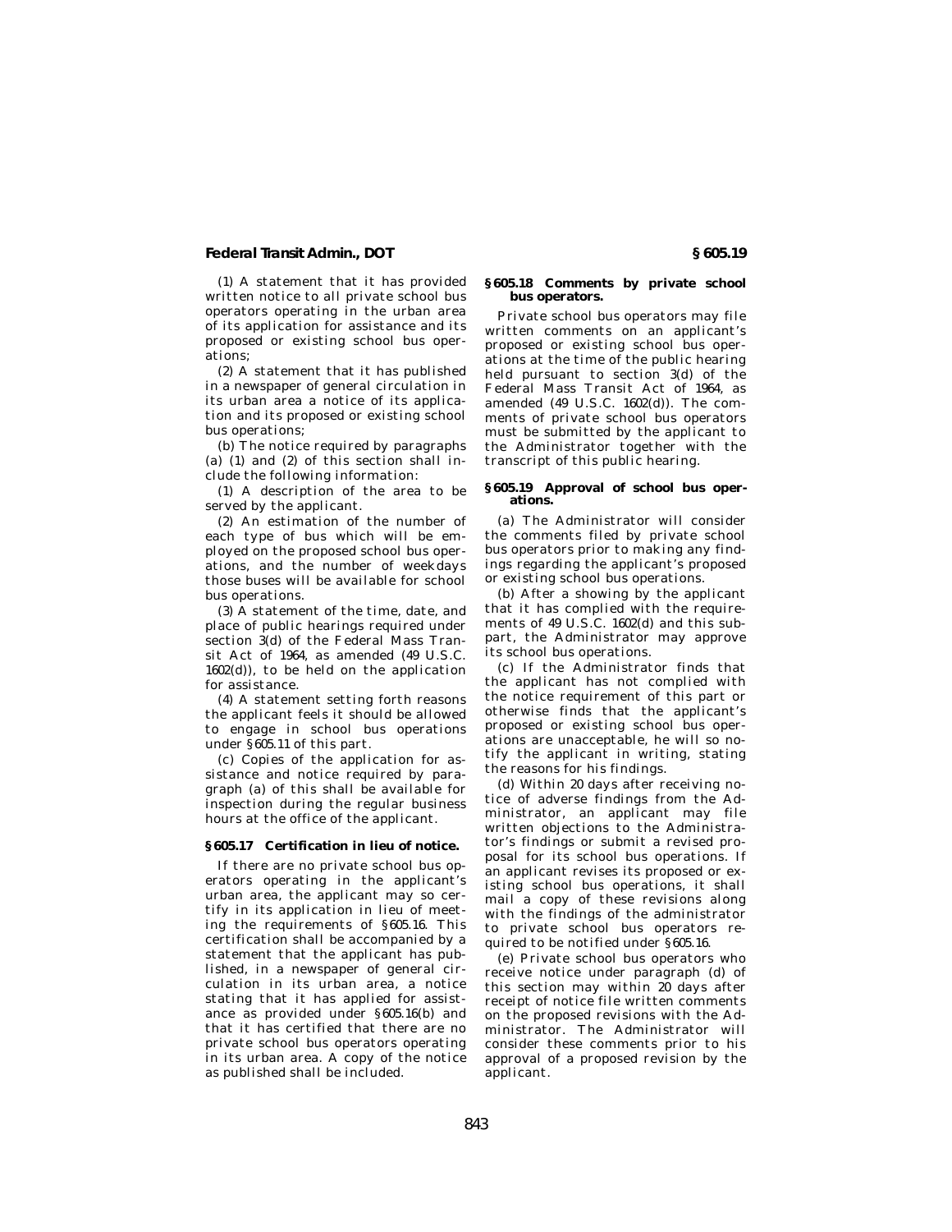(1) A statement that it has provided written notice to all private school bus operators operating in the urban area of its application for assistance and its proposed or existing school bus operations;

(2) A statement that it has published in a newspaper of general circulation in its urban area a notice of its application and its proposed or existing school bus operations;

(b) The notice required by paragraphs (a) (1) and (2) of this section shall include the following information:

(1) A description of the area to be served by the applicant.

(2) An estimation of the number of each type of bus which will be employed on the proposed school bus operations, and the number of weekdays those buses will be available for school bus operations.

(3) A statement of the time, date, and place of public hearings required under section 3(d) of the Federal Mass Transit Act of 1964, as amended (49 U.S.C. 1602(d)), to be held on the application for assistance.

(4) A statement setting forth reasons the applicant feels it should be allowed to engage in school bus operations under §605.11 of this part.

(c) Copies of the application for assistance and notice required by paragraph (a) of this shall be available for inspection during the regular business hours at the office of the applicant.

### §605.17 Certification in lieu of notice.

If there are no private school bus operators operating in the applicant's urban area, the applicant may so certify in its application in lieu of meeting the requirements of §605.16. This certification shall be accompanied by a statement that the applicant has published, in a newspaper of general circulation in its urban area, a notice stating that it has applied for assistance as provided under §605.16(b) and that it has certified that there are no private school bus operators operating in its urban area. A copy of the notice as published shall be included.

### §605.18 Comments by private school bus operators.

Private school bus operators may file written comments on an applicant's proposed or existing school bus operations at the time of the public hearing held pursuant to section 3(d) of the Federal Mass Transit Act of 1964, as amended (49 U.S.C. 1602(d)). The comments of private school bus operators must be submitted by the applicant to the Administrator together with the transcript of this public hearing.

### §605.19 Approval of school bus operations.

(a) The Administrator will consider the comments filed by private school bus operators prior to making any findings regarding the applicant's proposed or existing school bus operations.

(b) After a showing by the applicant that it has complied with the requirements of 49 U.S.C. 1602(d) and this subpart, the Administrator may approve its school bus operations.

(c) If the Administrator finds that the applicant has not complied with the notice requirement of this part or otherwise finds that the applicant's proposed or existing school bus operations are unacceptable, he will so notify the applicant in writing, stating the reasons for his findings.

(d) Within 20 days after receiving notice of adverse findings from the Administrator, an applicant may file written objections to the Administrator's findings or submit a revised proposal for its school bus operations. If an applicant revises its proposed or existing school bus operations, it shall mail a copy of these revisions along with the findings of the administrator to private school bus operators required to be notified under §605.16.

(e) Private school bus operators who receive notice under paragraph (d) of this section may within 20 days after receipt of notice file written comments on the proposed revisions with the Administrator. The Administrator will consider these comments prior to his approval of a proposed revision by the applicant.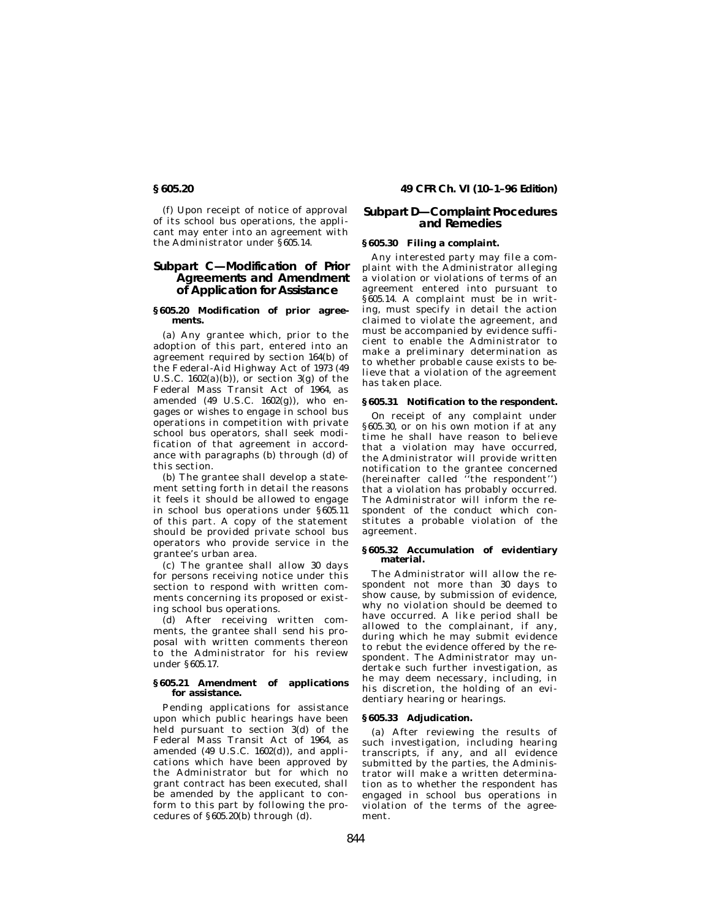(f) Upon receipt of notice of approval of its school bus operations, the applicant may enter into an agreement with the Administrator under §605.14.

## Subpart C—Modification of Prior Agreements and Amendment of Application for Assistance

### §605.20 Modification of prior agreements.

(a) Any grantee which, prior to the adoption of this part, entered into an agreement required by section 164(b) of the Federal-Aid Highway Act of 1973 (49 U.S.C. 1602(a)(b)), or section 3(g) of the Federal Mass Transit Act of 1964, as amended (49 U.S.C. 1602(g)), who engages or wishes to engage in school bus operations in competition with private school bus operators, shall seek modification of that agreement in accordance with paragraphs (b) through (d) of this section.

(b) The grantee shall develop a statement setting forth in detail the reasons it feels it should be allowed to engage in school bus operations under §605.11 of this part. A copy of the statement should be provided private school bus operators who provide service in the grantee's urban area.

(c) The grantee shall allow 30 days for persons receiving notice under this section to respond with written comments concerning its proposed or existing school bus operations.

(d) After receiving written comments, the grantee shall send his proposal with written comments thereon to the Administrator for his review under §605.17.

### §605.21 Amendment of applications for assistance.

Pending applications for assistance upon which public hearings have been held pursuant to section 3(d) of the Federal Mass Transit Act of 1964, as amended (49 U.S.C. 1602(d)), and applications which have been approved by the Administrator but for which no grant contract has been executed, shall be amended by the applicant to conform to this part by following the procedures of §605.20(b) through (d).

## Subpart D—Complaint Procedures and Remedies

### §605.30 Filing a complaint.

Any interested party may file a complaint with the Administrator alleging a violation or violations of terms of an agreement entered into pursuant to §605.14. A complaint must be in writing, must specify in detail the action claimed to violate the agreement, and must be accompanied by evidence sufficient to enable the Administrator to make a preliminary determination as to whether probable cause exists to believe that a violation of the agreement has taken place.

### §605.31 Notification to the respondent.

On receipt of any complaint under §605.30, or on his own motion if at any time he shall have reason to believe that a violation may have occurred, the Administrator will provide written notification to the grantee concerned (hereinafter called ''the respondent'') that a violation has probably occurred. The Administrator will inform the respondent of the conduct which constitutes a probable violation of the agreement.

### §605.32 Accumulation of evidentiary material.

The Administrator will allow the respondent not more than 30 days to show cause, by submission of evidence, why no violation should be deemed to have occurred. A like period shall be allowed to the complainant, if any, during which he may submit evidence to rebut the evidence offered by the respondent. The Administrator may undertake such further investigation, as he may deem necessary, including, in his discretion, the holding of an evidentiary hearing or hearings.

### §605.33 Adjudication.

(a) After reviewing the results of such investigation, including hearing transcripts, if any, and all evidence submitted by the parties, the Administrator will make a written determination as to whether the respondent has engaged in school bus operations in violation of the terms of the agreement.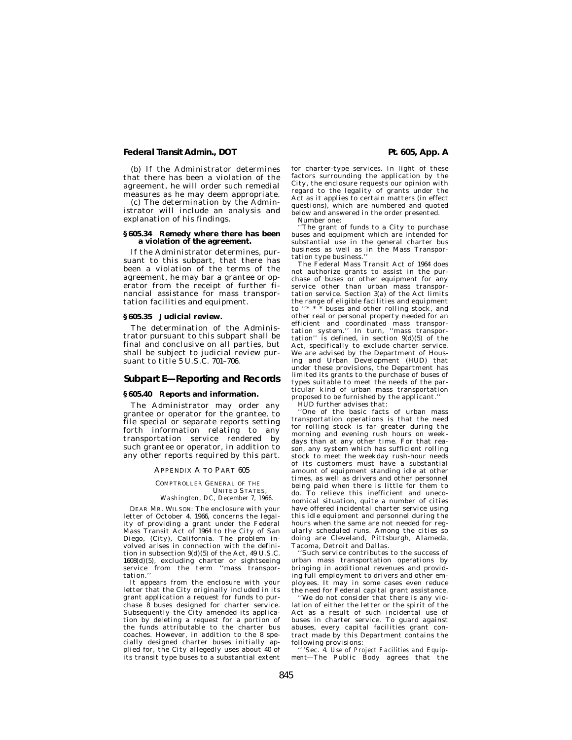(b) If the Administrator determines that there has been a violation of the agreement, he will order such remedial measures as he may deem appropriate.

(c) The determination by the Administrator will include an analysis and explanation of his findings.

### § 605.34 Remedy where there has been a violation of the agreement.

If the Administrator determines, pursuant to this subpart, that there has been a violation of the terms of the agreement, he may bar a grantee or operator from the receipt of further financial assistance for mass transportation facilities and equipment.

### § 605.35 Judicial review.

The determination of the Administrator pursuant to this subpart shall be final and conclusive on all parties, but shall be subject to judicial review pursuant to title 5 U.S.C. 701–706.

## Subpart E—Reporting and Records

### § 605.40 Reports and information.

The Administrator may order any grantee or operator for the grantee, to file special or separate reports setting forth information relating to any transportation service rendered by such grantee or operator, in addition to any other reports required by this part.

## APPENDIX A TO PART 605

COMPTROLLER GENERAL OF THE UNITED STATES,
*Washington, DC, December 7, 1966.*

DEAR MR. WILSON: The enclosure with your letter of October 4, 1966, concerns the legality of providing a grant under the Federal Mass Transit Act of 1964 to the City of San Diego, (City), California. The problem involved arises in connection with the definition in subsection 9(d)(5) of the Act, 49 U.S.C. 1608(d)(5), excluding charter or sightseeing service from the term ''mass transportation.''

It appears from the enclosure with your letter that the City originally included in its grant application a request for funds to purchase 8 buses designed for charter service. Subsequently the City amended its application by deleting a request for a portion of the funds attributable to the charter bus coaches. However, in addition to the 8 specially designed charter buses initially applied for, the City allegedly uses about 40 of its transit type buses to a substantial extent for charter-type services. In light of these factors surrounding the application by the City, the enclosure requests our opinion with regard to the legality of grants under the Act as it applies to certain matters (in effect questions), which are numbered and quoted below and answered in the order presented.

Number one:

''The grant of funds to a City to purchase buses and equipment which are intended for substantial use in the general charter bus business as well as in the Mass Transportation type business.''

The Federal Mass Transit Act of 1964 does not authorize grants to assist in the purchase of buses or other equipment for any service other than urban mass transportation service. Section 3(a) of the Act limits the range of eligible facilities and equipment to ''* * * buses and other rolling stock, and other real or personal property needed for an efficient and coordinated mass transportation system.'' In turn, ''mass transportation'' is defined, in section 9(d)(5) of the Act, specifically to exclude charter service. We are advised by the Department of Housing and Urban Development (HUD) that under these provisions, the Department has limited its grants to the purchase of buses of types suitable to meet the needs of the particular kind of urban mass transportation proposed to be furnished by the applicant.''

HUD further advises that:

''One of the basic facts of urban mass transportation operations is that the need for rolling stock is far greater during the morning and evening rush hours on weekdays than at any other time. For that reason, any system which has sufficient rolling stock to meet the weekday rush-hour needs of its customers must have a substantial amount of equipment standing idle at other times, as well as drivers and other personnel being paid when there is little for them to do. To relieve this inefficient and uneconomical situation, quite a number of cities have offered incidental charter service using this idle equipment and personnel during the hours when the same are not needed for regularly scheduled runs. Among the cities so doing are Cleveland, Pittsburgh, Alameda, Tacoma, Detroit and Dallas.

''Such service contributes to the success of urban mass transportation operations by bringing in additional revenues and providing full employment to drivers and other employees. It may in some cases even reduce the need for Federal capital grant assistance.

''We do not consider that there is any violation of either the letter or the spirit of the Act as a result of such incidental use of buses in charter service. To guard against abuses, every capital facilities grant contract made by this Department contains the following provisions:

'''Sec. 4. *Use of Project Facilities and Equipment*—The Public Body agrees that the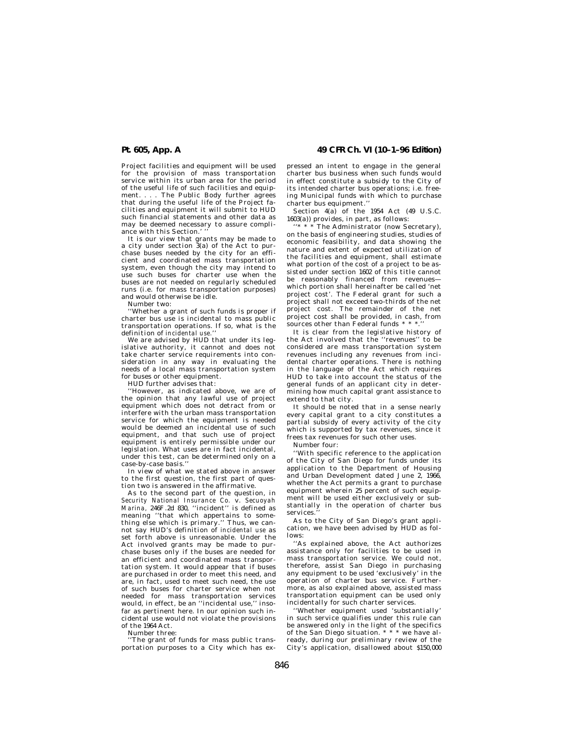Project facilities and equipment will be used for the provision of mass transportation service within its urban area for the period of the useful life of such facilities and equipment. . . . The Public Body further agrees that during the useful life of the Project facilities and equipment it will submit to HUD such financial statements and other data as may be deemed necessary to assure compliance with this Section.' ''

It is our view that grants may be made to a city under section 3(a) of the Act to purchase buses needed by the city for an efficient and coordinated mass transportation system, even though the city may intend to use such buses for charter use when the buses are not needed on regularly scheduled runs (i.e. for mass transportation purposes) and would otherwise be idle.

Number two:

''Whether a grant of such funds is proper if charter bus use is incidental to mass public transportation operations. If so, what is the definition of *incidental use*.''

We are advised by HUD that under its legislative authority, it cannot and does not take charter service requirements into consideration in any way in evaluating the needs of a local mass transportation system for buses or other equipment.

HUD further advises that:

''However, as indicated above, we are of the opinion that any lawful use of project equipment which does not detract from or interfere with the urban mass transportation service for which the equipment is needed would be deemed an incidental use of such equipment, and that such use of project equipment is entirely permissible under our legislation. What uses are in fact incidental, under this test, can be determined only on a case-by-case basis.''

In view of what we stated above in answer to the first question, the first part of question two is answered in the affirmative.

As to the second part of the question, in *Security National Insurance Co.* v. *Secuoyah Marina*, 246F.2d 830, ''incident'' is defined as meaning ''that which appertains to something else which is primary.'' Thus, we cannot say HUD's definition of *incidental use* as set forth above is unreasonable. Under the Act involved grants may be made to purchase buses only if the buses are needed for an efficient and coordinated mass transportation system. It would appear that if buses are purchased in order to meet this need, and are, in fact, used to meet such need, the use of such buses for charter service when not needed for mass transportation services would, in effect, be an ''incidental use,'' insofar as pertinent here. In our opinion such incidental use would not violate the provisions of the 1964 Act.

Number three:

''The grant of funds for mass public transportation purposes to a City which has expressed an intent to engage in the general charter bus business when such funds would in effect constitute a subsidy to the City of its intended charter bus operations; i.e. freeing Municipal funds with which to purchase charter bus equipment.''

Section 4(a) of the 1954 Act (49 U.S.C. 1603(a)) provides, in part, as follows:

''* * * The Administrator (now Secretary), on the basis of engineering studies, studies of economic feasibility, and data showing the nature and extent of expected utilization of the facilities and equipment, shall estimate what portion of the cost of a project to be assisted under section 1602 of this title cannot be reasonably financed from revenues—which portion shall hereinafter be called 'net project cost'. The Federal grant for such a project shall not exceed two-thirds of the net project cost. The remainder of the net project cost shall be provided, in cash, from sources other than Federal funds * * *.''

It is clear from the legislative history of the Act involved that the ''revenues'' to be considered are mass transportation system revenues including any revenues from incidental charter operations. There is nothing in the language of the Act which requires HUD to take into account the status of the general funds of an applicant city in determining how much capital grant assistance to extend to that city.

It should be noted that in a sense nearly every capital grant to a city constitutes a partial subsidy of every activity of the city which is supported by tax revenues, since it frees tax revenues for such other uses.

Number four:

''With specific reference to the application of the City of San Diego for funds under its application to the Department of Housing and Urban Development dated June 2, 1966, whether the Act permits a grant to purchase equipment wherein 25 percent of such equipment will be used either exclusively or substantially in the operation of charter bus services.''

As to the City of San Diego's grant application, we have been advised by HUD as follows:

''As explained above, the Act authorizes assistance only for facilities to be used in mass transportation service. We could not, therefore, assist San Diego in purchasing any equipment to be used 'exclusively' in the operation of charter bus service. Furthermore, as also explained above, assisted mass transportation equipment can be used only incidentally for such charter services.

''Whether equipment used 'substantially' in such service qualifies under this rule can be answered only in the light of the specifics of the San Diego situation. * * * we have already, during our preliminary review of the City's application, disallowed about $150,000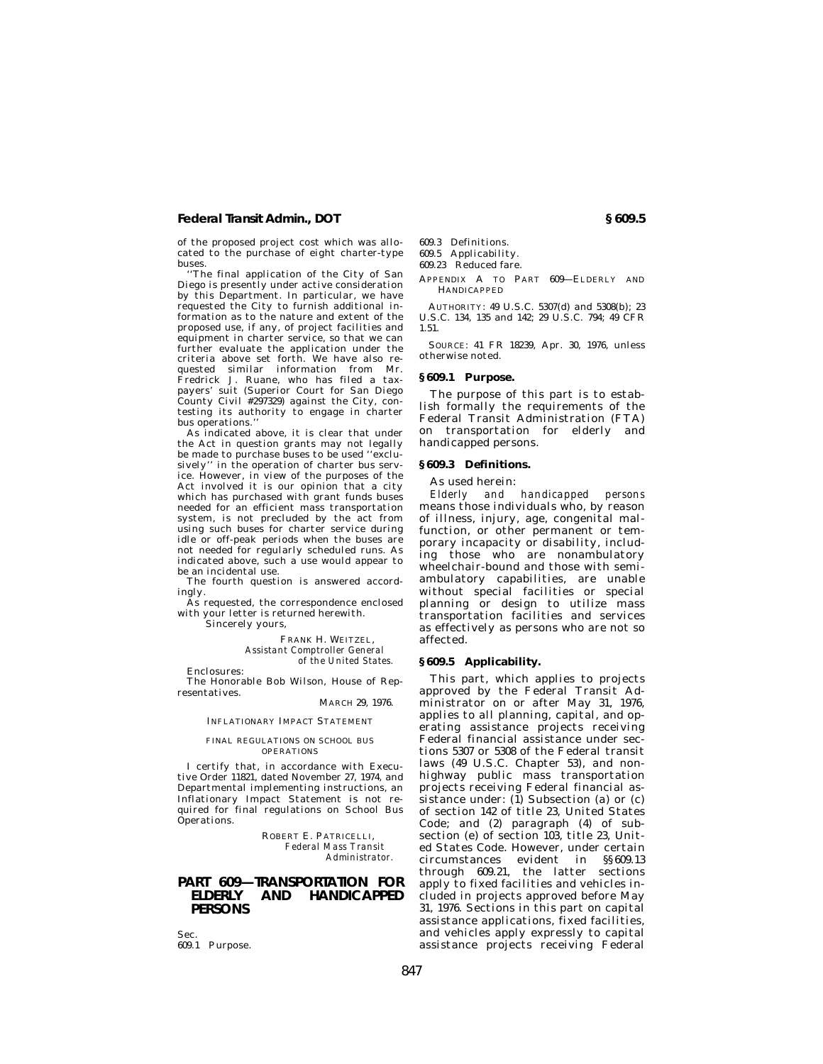of the proposed project cost which was allocated to the purchase of eight charter-type buses.

"The final application of the City of San Diego is presently under active consideration by this Department. In particular, we have requested the City to furnish additional information as to the nature and extent of the proposed use, if any, of project facilities and equipment in charter service, so that we can further evaluate the application under the criteria above set forth. We have also requested similar information from Mr. Fredrick J. Ruane, who has filed a taxpayers' suit (Superior Court for San Diego County Civil #297329) against the City, contesting its authority to engage in charter bus operations."

As indicated above, it is clear that under the Act in question grants may not legally be made to purchase buses to be used "exclusively" in the operation of charter bus service. However, in view of the purposes of the Act involved it is our opinion that a city which has purchased with grant funds buses needed for an efficient mass transportation system, is not precluded by the act from using such buses for charter service during idle or off-peak periods when the buses are not needed for regularly scheduled runs. As indicated above, such a use would appear to be an incidental use.

The fourth question is answered accordingly.

As requested, the correspondence enclosed with your letter is returned herewith.

Sincerely yours,

FRANK H. WEITZEL,
*Assistant Comptroller General of the United States.*

Enclosures:

The Honorable Bob Wilson, House of Representatives.

MARCH 29, 1976.

INFLATIONARY IMPACT STATEMENT

FINAL REGULATIONS ON SCHOOL BUS OPERATIONS

I certify that, in accordance with Executive Order 11821, dated November 27, 1974, and Departmental implementing instructions, an Inflationary Impact Statement is not required for final regulations on School Bus Operations.

ROBERT E. PATRICELLI,
*Federal Mass Transit Administrator.*

## PART 609—TRANSPORTATION FOR ELDERLY AND HANDICAPPED PERSONS

Sec.
609.1 Purpose.
609.3 Definitions.
609.5 Applicability.
609.23 Reduced fare.

APPENDIX A TO PART 609—ELDERLY AND HANDICAPPED

AUTHORITY: 49 U.S.C. 5307(d) and 5308(b); 23 U.S.C. 134, 135 and 142; 29 U.S.C. 794; 49 CFR 1.51.

SOURCE: 41 FR 18239, Apr. 30, 1976, unless otherwise noted.

### § 609.1 Purpose.

The purpose of this part is to establish formally the requirements of the Federal Transit Administration (FTA) on transportation for elderly and handicapped persons.

### § 609.3 Definitions.

As used herein:

*Elderly and handicapped persons* means those individuals who, by reason of illness, injury, age, congenital malfunction, or other permanent or temporary incapacity or disability, including those who are nonambulatory wheelchair-bound and those with semiambulatory capabilities, are unable without special facilities or special planning or design to utilize mass transportation facilities and services as effectively as persons who are not so affected.

### § 609.5 Applicability.

This part, which applies to projects approved by the Federal Transit Administrator on or after May 31, 1976, applies to all planning, capital, and operating assistance projects receiving Federal financial assistance under sections 5307 or 5308 of the Federal transit laws (49 U.S.C. Chapter 53), and nonhighway public mass transportation projects receiving Federal financial assistance under: (1) Subsection (a) or (c) of section 142 of title 23, United States Code; and (2) paragraph (4) of subsection (e) of section 103, title 23, United States Code. However, under certain circumstances evident in §§ 609.13 through 609.21, the latter sections apply to fixed facilities and vehicles included in projects approved before May 31, 1976. Sections in this part on capital assistance applications, fixed facilities, and vehicles apply expressly to capital assistance projects receiving Federal